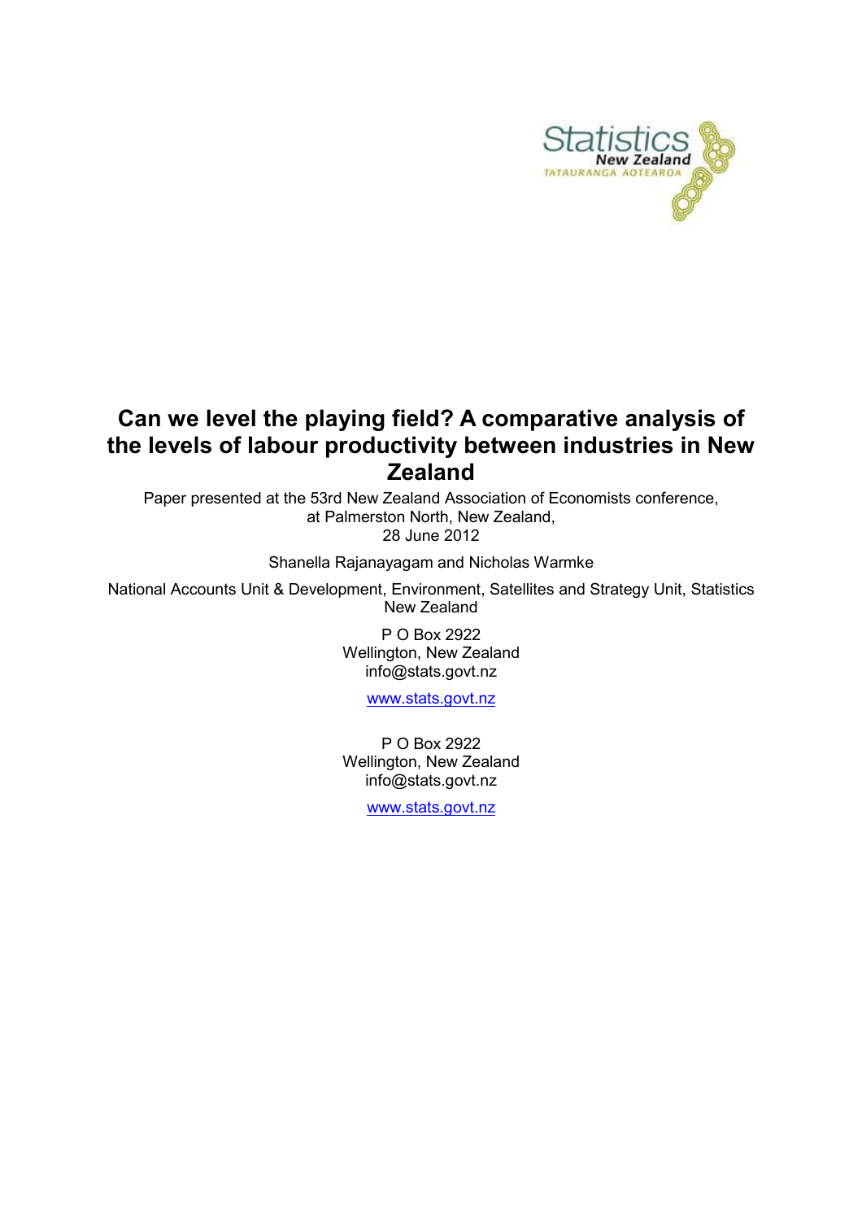# Can we level the playing field? A comparative analysis of the levels of labour productivity between industries in New Zealand

Paper presented at the 53rd New Zealand Association of Economists conference,
at Palmerston North, New Zealand,
28 June 2012

Shanella Rajanayagam and Nicholas Warmke

National Accounts Unit & Development, Environment, Satellites and Strategy Unit, Statistics New Zealand

P O Box 2922
Wellington, New Zealand
info@stats.govt.nz

www.stats.govt.nz

P O Box 2922
Wellington, New Zealand
info@stats.govt.nz

www.stats.govt.nz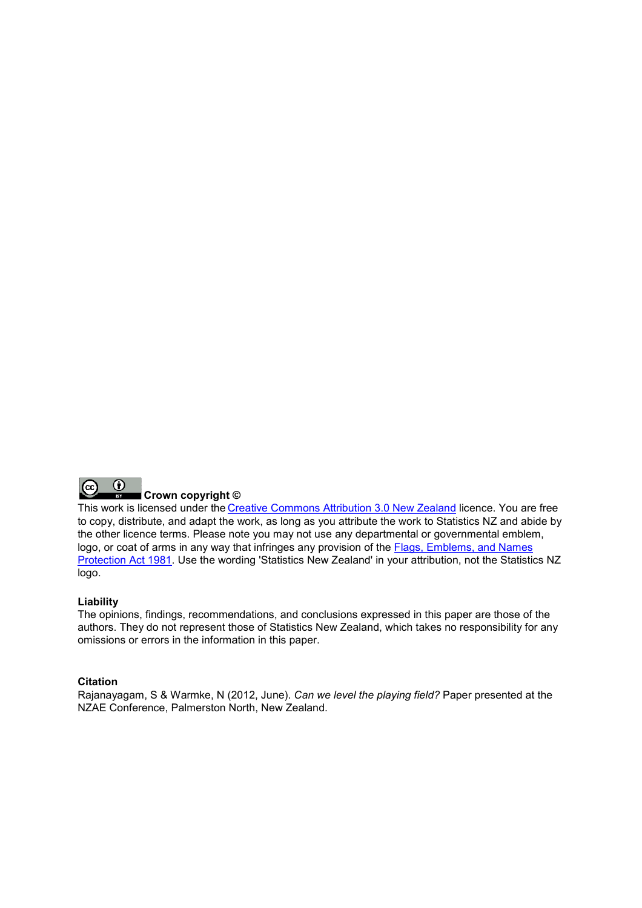**Crown copyright ©**

This work is licensed under the Creative Commons Attribution 3.0 New Zealand licence. You are free to copy, distribute, and adapt the work, as long as you attribute the work to Statistics NZ and abide by the other licence terms. Please note you may not use any departmental or governmental emblem, logo, or coat of arms in any way that infringes any provision of the Flags, Emblems, and Names Protection Act 1981. Use the wording 'Statistics New Zealand' in your attribution, not the Statistics NZ logo.

**Liability**

The opinions, findings, recommendations, and conclusions expressed in this paper are those of the authors. They do not represent those of Statistics New Zealand, which takes no responsibility for any omissions or errors in the information in this paper.

**Citation**

Rajanayagam, S & Warmke, N (2012, June). *Can we level the playing field?* Paper presented at the NZAE Conference, Palmerston North, New Zealand.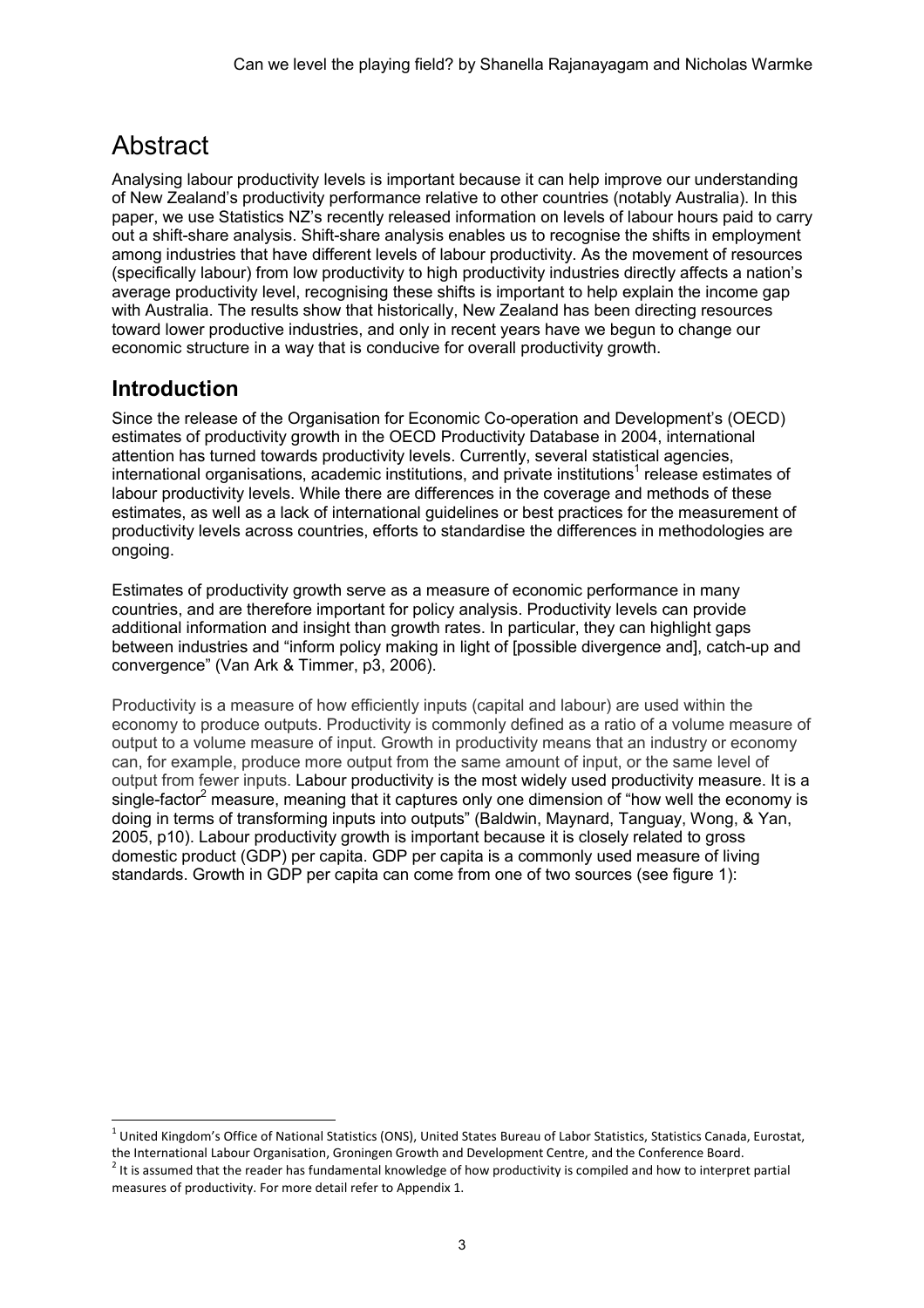# Abstract

Analysing labour productivity levels is important because it can help improve our understanding of New Zealand's productivity performance relative to other countries (notably Australia). In this paper, we use Statistics NZ's recently released information on levels of labour hours paid to carry out a shift-share analysis. Shift-share analysis enables us to recognise the shifts in employment among industries that have different levels of labour productivity. As the movement of resources (specifically labour) from low productivity to high productivity industries directly affects a nation's average productivity level, recognising these shifts is important to help explain the income gap with Australia. The results show that historically, New Zealand has been directing resources toward lower productive industries, and only in recent years have we begun to change our economic structure in a way that is conducive for overall productivity growth.

## Introduction

Since the release of the Organisation for Economic Co-operation and Development's (OECD) estimates of productivity growth in the OECD Productivity Database in 2004, international attention has turned towards productivity levels. Currently, several statistical agencies, international organisations, academic institutions, and private institutions[1] release estimates of labour productivity levels. While there are differences in the coverage and methods of these estimates, as well as a lack of international guidelines or best practices for the measurement of productivity levels across countries, efforts to standardise the differences in methodologies are ongoing.

Estimates of productivity growth serve as a measure of economic performance in many countries, and are therefore important for policy analysis. Productivity levels can provide additional information and insight than growth rates. In particular, they can highlight gaps between industries and "inform policy making in light of [possible divergence and], catch-up and convergence" (Van Ark & Timmer, p3, 2006).

Productivity is a measure of how efficiently inputs (capital and labour) are used within the economy to produce outputs. Productivity is commonly defined as a ratio of a volume measure of output to a volume measure of input. Growth in productivity means that an industry or economy can, for example, produce more output from the same amount of input, or the same level of output from fewer inputs. Labour productivity is the most widely used productivity measure. It is a single-factor[2] measure, meaning that it captures only one dimension of "how well the economy is doing in terms of transforming inputs into outputs" (Baldwin, Maynard, Tanguay, Wong, & Yan, 2005, p10). Labour productivity growth is important because it is closely related to gross domestic product (GDP) per capita. GDP per capita is a commonly used measure of living standards. Growth in GDP per capita can come from one of two sources (see figure 1):

---

[1] United Kingdom's Office of National Statistics (ONS), United States Bureau of Labor Statistics, Statistics Canada, Eurostat, the International Labour Organisation, Groningen Growth and Development Centre, and the Conference Board.

[2] It is assumed that the reader has fundamental knowledge of how productivity is compiled and how to interpret partial measures of productivity. For more detail refer to Appendix 1.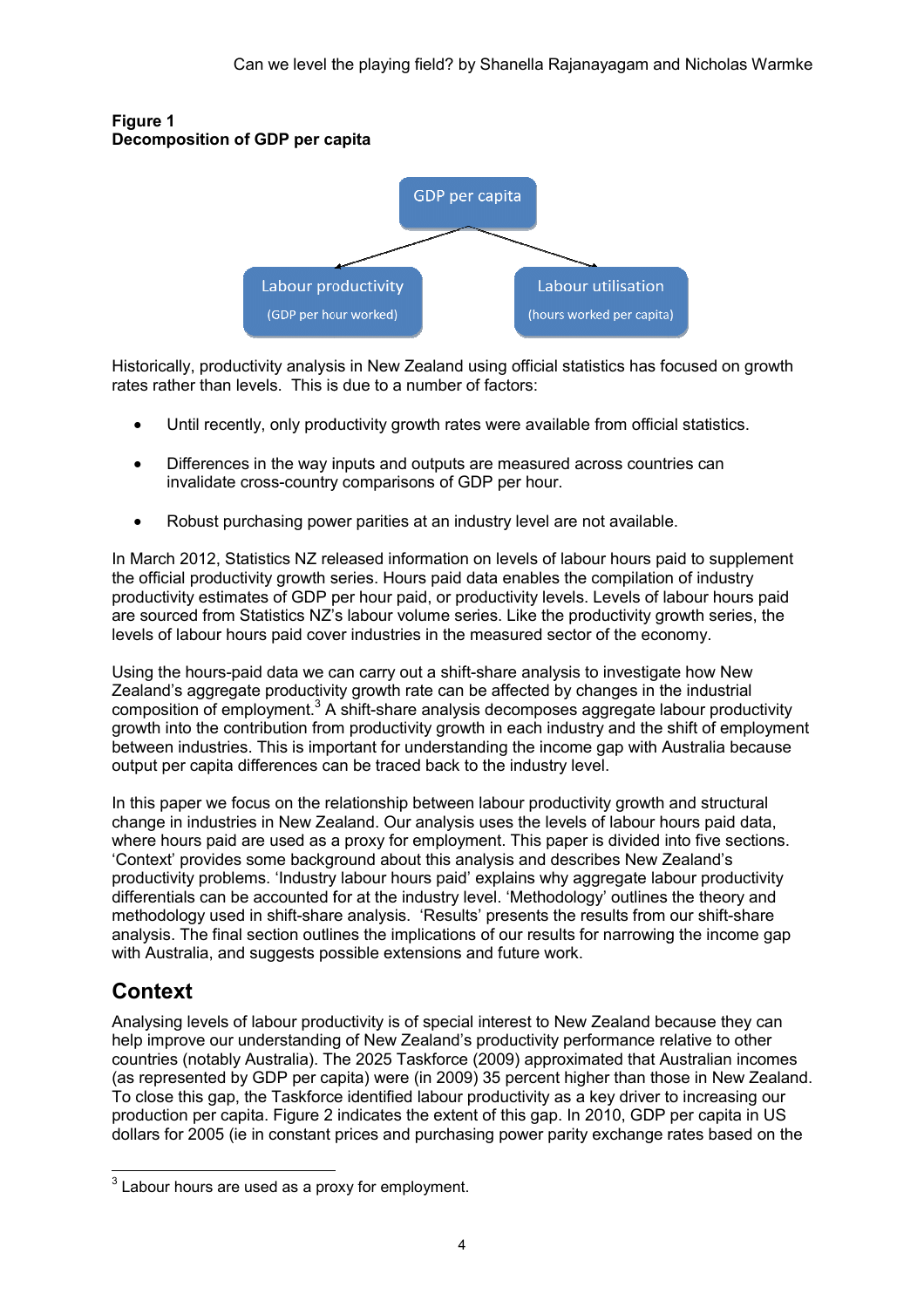**Figure 1**
**Decomposition of GDP per capita**

GDP per capita

Labour productivity (GDP per hour worked)

Labour utilisation (hours worked per capita)

Historically, productivity analysis in New Zealand using official statistics has focused on growth rates rather than levels. This is due to a number of factors:

- Until recently, only productivity growth rates were available from official statistics.
- Differences in the way inputs and outputs are measured across countries can invalidate cross-country comparisons of GDP per hour.
- Robust purchasing power parities at an industry level are not available.

In March 2012, Statistics NZ released information on levels of labour hours paid to supplement the official productivity growth series. Hours paid data enables the compilation of industry productivity estimates of GDP per hour paid, or productivity levels. Levels of labour hours paid are sourced from Statistics NZ's labour volume series. Like the productivity growth series, the levels of labour hours paid cover industries in the measured sector of the economy.

Using the hours-paid data we can carry out a shift-share analysis to investigate how New Zealand's aggregate productivity growth rate can be affected by changes in the industrial composition of employment.[3] A shift-share analysis decomposes aggregate labour productivity growth into the contribution from productivity growth in each industry and the shift of employment between industries. This is important for understanding the income gap with Australia because output per capita differences can be traced back to the industry level.

In this paper we focus on the relationship between labour productivity growth and structural change in industries in New Zealand. Our analysis uses the levels of labour hours paid data, where hours paid are used as a proxy for employment. This paper is divided into five sections. 'Context' provides some background about this analysis and describes New Zealand's productivity problems. 'Industry labour hours paid' explains why aggregate labour productivity differentials can be accounted for at the industry level. 'Methodology' outlines the theory and methodology used in shift-share analysis. 'Results' presents the results from our shift-share analysis. The final section outlines the implications of our results for narrowing the income gap with Australia, and suggests possible extensions and future work.

## Context

Analysing levels of labour productivity is of special interest to New Zealand because they can help improve our understanding of New Zealand's productivity performance relative to other countries (notably Australia). The 2025 Taskforce (2009) approximated that Australian incomes (as represented by GDP per capita) were (in 2009) 35 percent higher than those in New Zealand. To close this gap, the Taskforce identified labour productivity as a key driver to increasing our production per capita. Figure 2 indicates the extent of this gap. In 2010, GDP per capita in US dollars for 2005 (ie in constant prices and purchasing power parity exchange rates based on the

[3] Labour hours are used as a proxy for employment.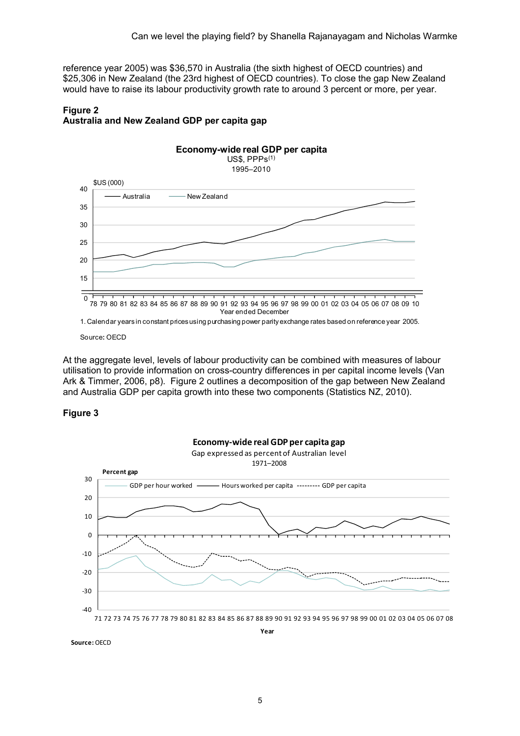reference year 2005) was $36,570 in Australia (the sixth highest of OECD countries) and $25,306 in New Zealand (the 23rd highest of OECD countries). To close the gap New Zealand would have to raise its labour productivity growth rate to around 3 percent or more, per year.

**Figure 2**
**Australia and New Zealand GDP per capita gap**

**Economy-wide real GDP per capita**
US$, PPPs(1)
1995–2010

1. Calendar years in constant prices using purchasing power parity exchange rates based on reference year 2005.

Source: OECD

At the aggregate level, levels of labour productivity can be combined with measures of labour utilisation to provide information on cross-country differences in per capital income levels (Van Ark & Timmer, 2006, p8). Figure 2 outlines a decomposition of the gap between New Zealand and Australia GDP per capita growth into these two components (Statistics NZ, 2010).

**Figure 3**

**Economy-wide real GDP per capita gap**
Gap expressed as percent of Australian level
1971–2008

**Source:** OECD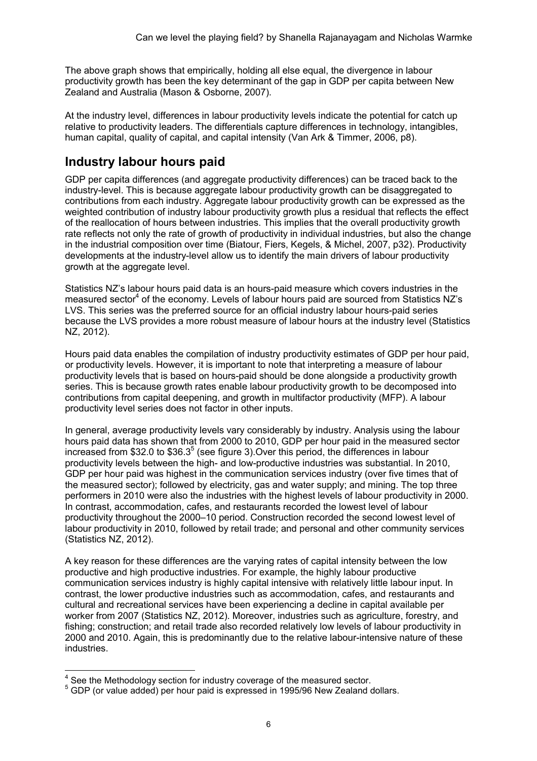The above graph shows that empirically, holding all else equal, the divergence in labour productivity growth has been the key determinant of the gap in GDP per capita between New Zealand and Australia (Mason & Osborne, 2007).

At the industry level, differences in labour productivity levels indicate the potential for catch up relative to productivity leaders. The differentials capture differences in technology, intangibles, human capital, quality of capital, and capital intensity (Van Ark & Timmer, 2006, p8).

## Industry labour hours paid

GDP per capita differences (and aggregate productivity differences) can be traced back to the industry-level. This is because aggregate labour productivity growth can be disaggregated to contributions from each industry. Aggregate labour productivity growth can be expressed as the weighted contribution of industry labour productivity growth plus a residual that reflects the effect of the reallocation of hours between industries. This implies that the overall productivity growth rate reflects not only the rate of growth of productivity in individual industries, but also the change in the industrial composition over time (Biatour, Fiers, Kegels, & Michel, 2007, p32). Productivity developments at the industry-level allow us to identify the main drivers of labour productivity growth at the aggregate level.

Statistics NZ's labour hours paid data is an hours-paid measure which covers industries in the measured sector[4] of the economy. Levels of labour hours paid are sourced from Statistics NZ's LVS. This series was the preferred source for an official industry labour hours-paid series because the LVS provides a more robust measure of labour hours at the industry level (Statistics NZ, 2012).

Hours paid data enables the compilation of industry productivity estimates of GDP per hour paid, or productivity levels. However, it is important to note that interpreting a measure of labour productivity levels that is based on hours-paid should be done alongside a productivity growth series. This is because growth rates enable labour productivity growth to be decomposed into contributions from capital deepening, and growth in multifactor productivity (MFP). A labour productivity level series does not factor in other inputs.

In general, average productivity levels vary considerably by industry. Analysis using the labour hours paid data has shown that from 2000 to 2010, GDP per hour paid in the measured sector increased from $32.0 to $36.3[5] (see figure 3).Over this period, the differences in labour productivity levels between the high- and low-productive industries was substantial. In 2010, GDP per hour paid was highest in the communication services industry (over five times that of the measured sector); followed by electricity, gas and water supply; and mining. The top three performers in 2010 were also the industries with the highest levels of labour productivity in 2000. In contrast, accommodation, cafes, and restaurants recorded the lowest level of labour productivity throughout the 2000–10 period. Construction recorded the second lowest level of labour productivity in 2010, followed by retail trade; and personal and other community services (Statistics NZ, 2012).

A key reason for these differences are the varying rates of capital intensity between the low productive and high productive industries. For example, the highly labour productive communication services industry is highly capital intensive with relatively little labour input. In contrast, the lower productive industries such as accommodation, cafes, and restaurants and cultural and recreational services have been experiencing a decline in capital available per worker from 2007 (Statistics NZ, 2012). Moreover, industries such as agriculture, forestry, and fishing; construction; and retail trade also recorded relatively low levels of labour productivity in 2000 and 2010. Again, this is predominantly due to the relative labour-intensive nature of these industries.

---

[4] See the Methodology section for industry coverage of the measured sector.

[5] GDP (or value added) per hour paid is expressed in 1995/96 New Zealand dollars.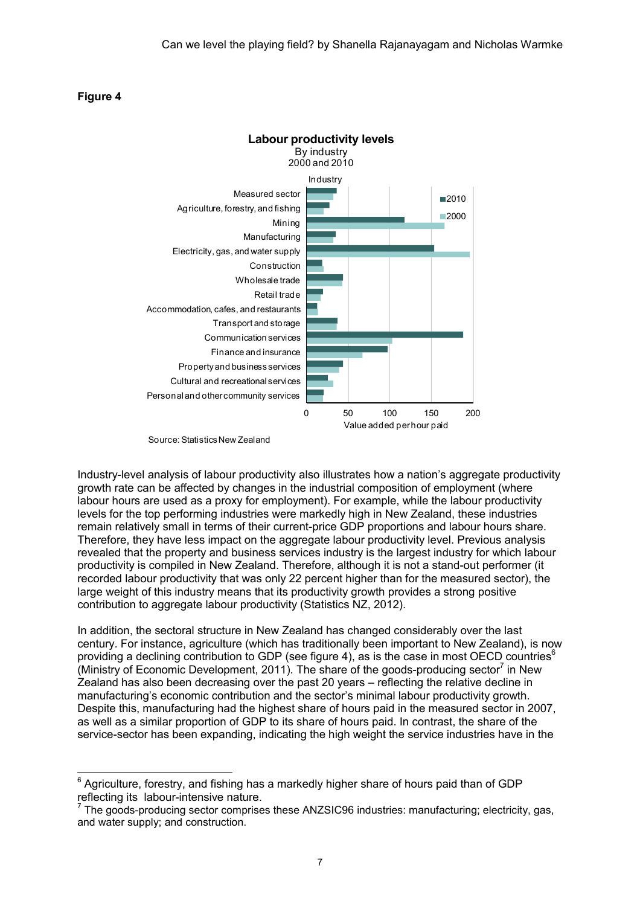**Figure 4**

**Labour productivity levels**
By industry
2000 and 2010

Source: Statistics New Zealand

Industry-level analysis of labour productivity also illustrates how a nation's aggregate productivity growth rate can be affected by changes in the industrial composition of employment (where labour hours are used as a proxy for employment). For example, while the labour productivity levels for the top performing industries were markedly high in New Zealand, these industries remain relatively small in terms of their current-price GDP proportions and labour hours share. Therefore, they have less impact on the aggregate labour productivity level. Previous analysis revealed that the property and business services industry is the largest industry for which labour productivity is compiled in New Zealand. Therefore, although it is not a stand-out performer (it recorded labour productivity that was only 22 percent higher than for the measured sector), the large weight of this industry means that its productivity growth provides a strong positive contribution to aggregate labour productivity (Statistics NZ, 2012).

In addition, the sectoral structure in New Zealand has changed considerably over the last century. For instance, agriculture (which has traditionally been important to New Zealand), is now providing a declining contribution to GDP (see figure 4), as is the case in most OECD countries[6] (Ministry of Economic Development, 2011). The share of the goods-producing sector[7] in New Zealand has also been decreasing over the past 20 years – reflecting the relative decline in manufacturing's economic contribution and the sector's minimal labour productivity growth. Despite this, manufacturing had the highest share of hours paid in the measured sector in 2007, as well as a similar proportion of GDP to its share of hours paid. In contrast, the share of the service-sector has been expanding, indicating the high weight the service industries have in the

---

[6] Agriculture, forestry, and fishing has a markedly higher share of hours paid than of GDP reflecting its labour-intensive nature.

[7] The goods-producing sector comprises these ANZSIC96 industries: manufacturing; electricity, gas, and water supply; and construction.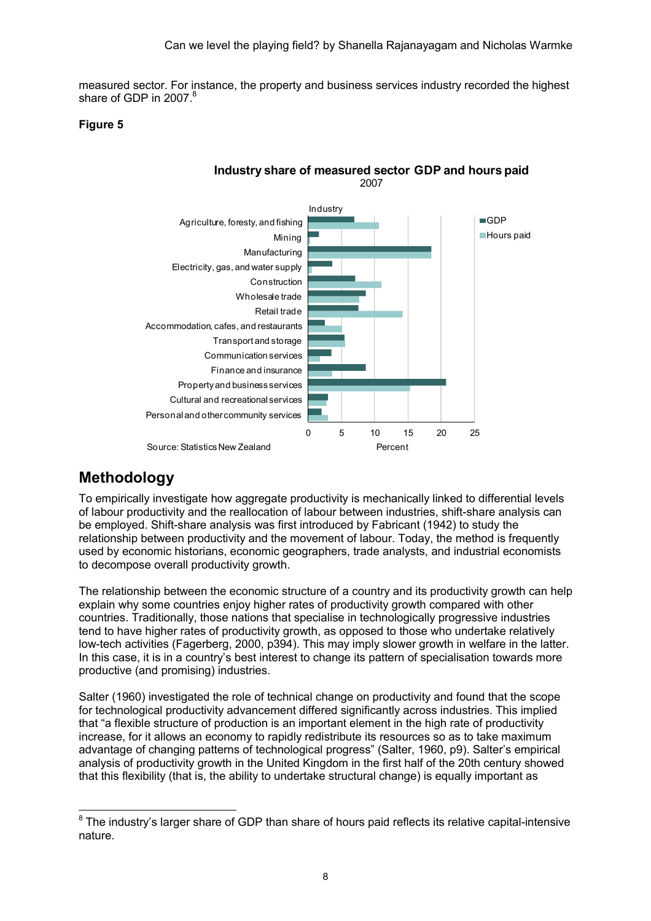measured sector. For instance, the property and business services industry recorded the highest share of GDP in 2007.[8]

**Figure 5**

**Industry share of measured sector GDP and hours paid**
2007

Source: Statistics New Zealand

## Methodology

To empirically investigate how aggregate productivity is mechanically linked to differential levels of labour productivity and the reallocation of labour between industries, shift-share analysis can be employed. Shift-share analysis was first introduced by Fabricant (1942) to study the relationship between productivity and the movement of labour. Today, the method is frequently used by economic historians, economic geographers, trade analysts, and industrial economists to decompose overall productivity growth.

The relationship between the economic structure of a country and its productivity growth can help explain why some countries enjoy higher rates of productivity growth compared with other countries. Traditionally, those nations that specialise in technologically progressive industries tend to have higher rates of productivity growth, as opposed to those who undertake relatively low-tech activities (Fagerberg, 2000, p394). This may imply slower growth in welfare in the latter. In this case, it is in a country's best interest to change its pattern of specialisation towards more productive (and promising) industries.

Salter (1960) investigated the role of technical change on productivity and found that the scope for technological productivity advancement differed significantly across industries. This implied that "a flexible structure of production is an important element in the high rate of productivity increase, for it allows an economy to rapidly redistribute its resources so as to take maximum advantage of changing patterns of technological progress" (Salter, 1960, p9). Salter's empirical analysis of productivity growth in the United Kingdom in the first half of the 20th century showed that this flexibility (that is, the ability to undertake structural change) is equally important as

---

[8] The industry's larger share of GDP than share of hours paid reflects its relative capital-intensive nature.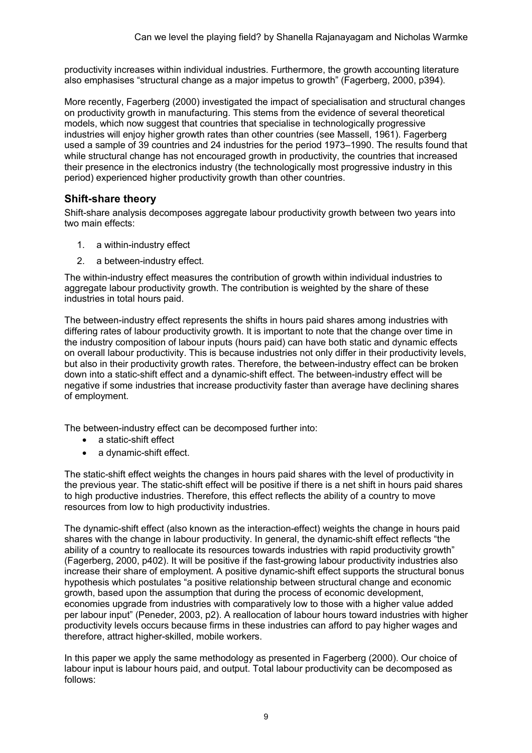productivity increases within individual industries. Furthermore, the growth accounting literature also emphasises "structural change as a major impetus to growth" (Fagerberg, 2000, p394).

More recently, Fagerberg (2000) investigated the impact of specialisation and structural changes on productivity growth in manufacturing. This stems from the evidence of several theoretical models, which now suggest that countries that specialise in technologically progressive industries will enjoy higher growth rates than other countries (see Massell, 1961). Fagerberg used a sample of 39 countries and 24 industries for the period 1973–1990. The results found that while structural change has not encouraged growth in productivity, the countries that increased their presence in the electronics industry (the technologically most progressive industry in this period) experienced higher productivity growth than other countries.

## Shift-share theory

Shift-share analysis decomposes aggregate labour productivity growth between two years into two main effects:

1. a within-industry effect
2. a between-industry effect.

The within-industry effect measures the contribution of growth within individual industries to aggregate labour productivity growth. The contribution is weighted by the share of these industries in total hours paid.

The between-industry effect represents the shifts in hours paid shares among industries with differing rates of labour productivity growth. It is important to note that the change over time in the industry composition of labour inputs (hours paid) can have both static and dynamic effects on overall labour productivity. This is because industries not only differ in their productivity levels, but also in their productivity growth rates. Therefore, the between-industry effect can be broken down into a static-shift effect and a dynamic-shift effect. The between-industry effect will be negative if some industries that increase productivity faster than average have declining shares of employment.

The between-industry effect can be decomposed further into:

- a static-shift effect
- a dynamic-shift effect.

The static-shift effect weights the changes in hours paid shares with the level of productivity in the previous year. The static-shift effect will be positive if there is a net shift in hours paid shares to high productive industries. Therefore, this effect reflects the ability of a country to move resources from low to high productivity industries.

The dynamic-shift effect (also known as the interaction-effect) weights the change in hours paid shares with the change in labour productivity. In general, the dynamic-shift effect reflects "the ability of a country to reallocate its resources towards industries with rapid productivity growth" (Fagerberg, 2000, p402). It will be positive if the fast-growing labour productivity industries also increase their share of employment. A positive dynamic-shift effect supports the structural bonus hypothesis which postulates "a positive relationship between structural change and economic growth, based upon the assumption that during the process of economic development, economies upgrade from industries with comparatively low to those with a higher value added per labour input" (Peneder, 2003, p2). A reallocation of labour hours toward industries with higher productivity levels occurs because firms in these industries can afford to pay higher wages and therefore, attract higher-skilled, mobile workers.

In this paper we apply the same methodology as presented in Fagerberg (2000). Our choice of labour input is labour hours paid, and output. Total labour productivity can be decomposed as follows: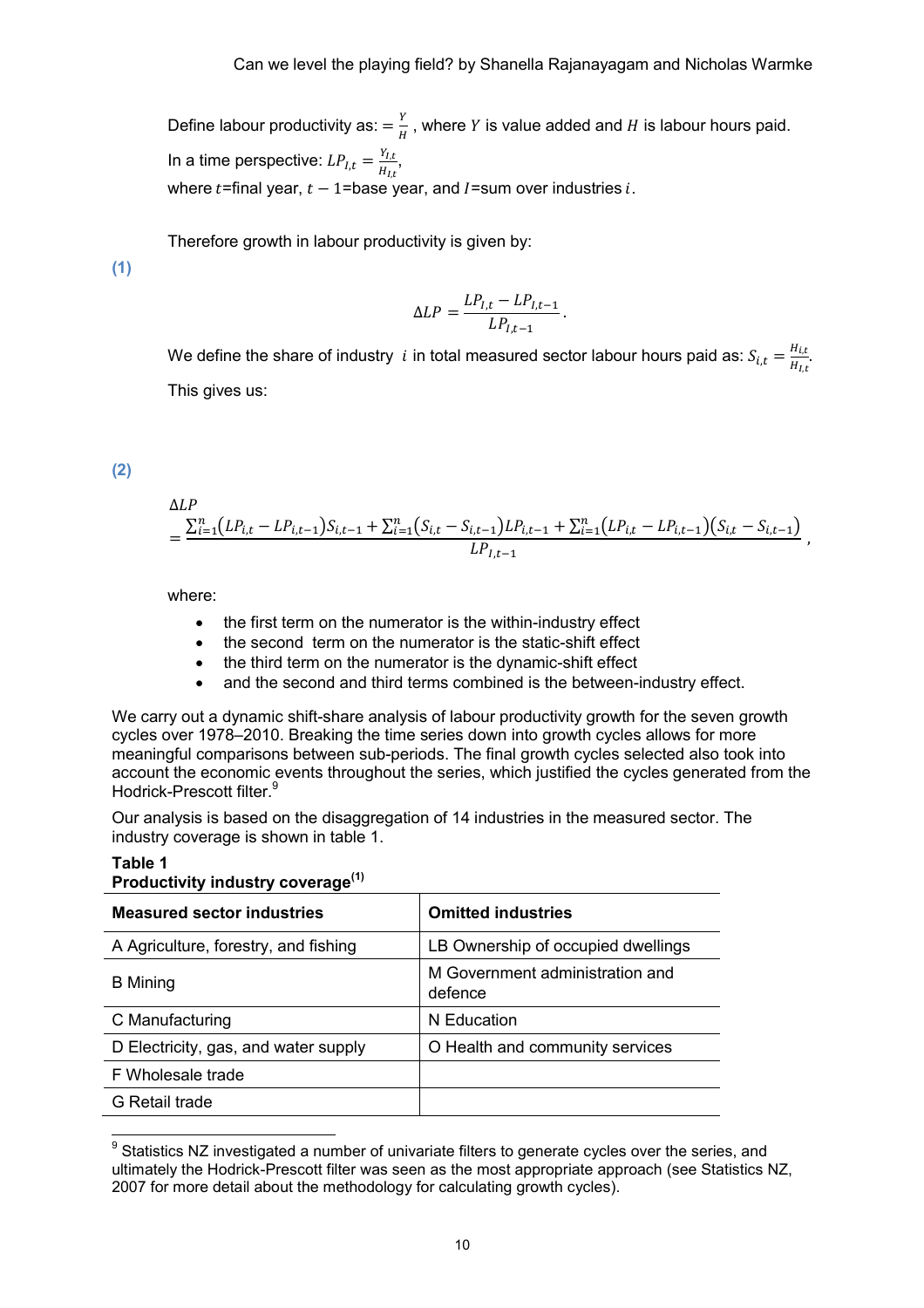Define labour productivity as: $= \frac{Y}{H}$ , where $Y$ is value added and $H$ is labour hours paid.

In a time perspective: $LP_{I,t} = \frac{Y_{I,t}}{H_{I,t}}$,

where $t$=final year, $t-1$=base year, and $I$=sum over industries $i$.

Therefore growth in labour productivity is given by:

**(1)**

$$\Delta LP = \frac{LP_{I,t} - LP_{I,t-1}}{LP_{I,t-1}}.$$

We define the share of industry $i$ in total measured sector labour hours paid as: $S_{i,t} = \frac{H_{i,t}}{H_{I,t}}$.

This gives us:

**(2)**

$$\Delta LP = \frac{\sum_{i=1}^{n}(LP_{i,t} - LP_{i,t-1})S_{i,t-1} + \sum_{i=1}^{n}(S_{i,t} - S_{i,t-1})LP_{i,t-1} + \sum_{i=1}^{n}(LP_{i,t} - LP_{i,t-1})(S_{i,t} - S_{i,t-1})}{LP_{I,t-1}},$$

where:

- the first term on the numerator is the within-industry effect
- the second term on the numerator is the static-shift effect
- the third term on the numerator is the dynamic-shift effect
- and the second and third terms combined is the between-industry effect.

We carry out a dynamic shift-share analysis of labour productivity growth for the seven growth cycles over 1978–2010. Breaking the time series down into growth cycles allows for more meaningful comparisons between sub-periods. The final growth cycles selected also took into account the economic events throughout the series, which justified the cycles generated from the Hodrick-Prescott filter.[9]

Our analysis is based on the disaggregation of 14 industries in the measured sector. The industry coverage is shown in table 1.

**Table 1**
**Productivity industry coverage[(1)]**

| Measured sector industries | Omitted industries |
|---|---|
| A Agriculture, forestry, and fishing | LB Ownership of occupied dwellings |
| B Mining | M Government administration and defence |
| C Manufacturing | N Education |
| D Electricity, gas, and water supply | O Health and community services |
| F Wholesale trade | |
| G Retail trade | |

[9] Statistics NZ investigated a number of univariate filters to generate cycles over the series, and ultimately the Hodrick-Prescott filter was seen as the most appropriate approach (see Statistics NZ, 2007 for more detail about the methodology for calculating growth cycles).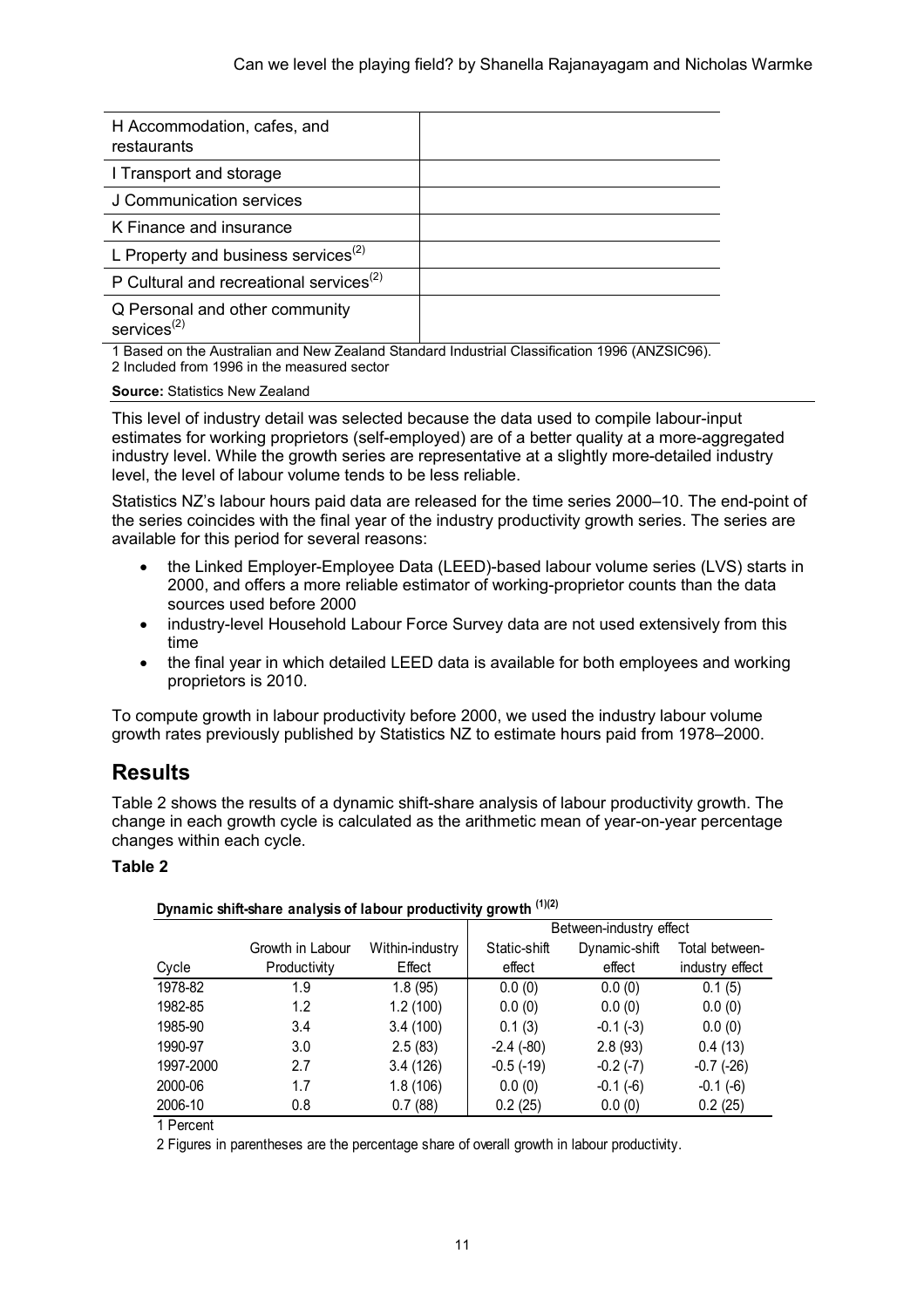| H Accommodation, cafes, and restaurants | |
|---|---|
| I Transport and storage | |
| J Communication services | |
| K Finance and insurance | |
| L Property and business services(2) | |
| P Cultural and recreational services(2) | |
| Q Personal and other community services(2) | |

1 Based on the Australian and New Zealand Standard Industrial Classification 1996 (ANZSIC96).
2 Included from 1996 in the measured sector

**Source:** Statistics New Zealand

This level of industry detail was selected because the data used to compile labour-input estimates for working proprietors (self-employed) are of a better quality at a more-aggregated industry level. While the growth series are representative at a slightly more-detailed industry level, the level of labour volume tends to be less reliable.

Statistics NZ's labour hours paid data are released for the time series 2000–10. The end-point of the series coincides with the final year of the industry productivity growth series. The series are available for this period for several reasons:

- the Linked Employer-Employee Data (LEED)-based labour volume series (LVS) starts in 2000, and offers a more reliable estimator of working-proprietor counts than the data sources used before 2000
- industry-level Household Labour Force Survey data are not used extensively from this time
- the final year in which detailed LEED data is available for both employees and working proprietors is 2010.

To compute growth in labour productivity before 2000, we used the industry labour volume growth rates previously published by Statistics NZ to estimate hours paid from 1978–2000.

## Results

Table 2 shows the results of a dynamic shift-share analysis of labour productivity growth. The change in each growth cycle is calculated as the arithmetic mean of year-on-year percentage changes within each cycle.

### Table 2

**Dynamic shift-share analysis of labour productivity growth (1)(2)**

| | | | Between-industry effect | | |
|---|---|---|---|---|---|
| Cycle | Growth in Labour Productivity | Within-industry Effect | Static-shift effect | Dynamic-shift effect | Total between-industry effect |
| 1978-82 | 1.9 | 1.8 (95) | 0.0 (0) | 0.0 (0) | 0.1 (5) |
| 1982-85 | 1.2 | 1.2 (100) | 0.0 (0) | 0.0 (0) | 0.0 (0) |
| 1985-90 | 3.4 | 3.4 (100) | 0.1 (3) | -0.1 (-3) | 0.0 (0) |
| 1990-97 | 3.0 | 2.5 (83) | -2.4 (-80) | 2.8 (93) | 0.4 (13) |
| 1997-2000 | 2.7 | 3.4 (126) | -0.5 (-19) | -0.2 (-7) | -0.7 (-26) |
| 2000-06 | 1.7 | 1.8 (106) | 0.0 (0) | -0.1 (-6) | -0.1 (-6) |
| 2006-10 | 0.8 | 0.7 (88) | 0.2 (25) | 0.0 (0) | 0.2 (25) |

1 Percent

2 Figures in parentheses are the percentage share of overall growth in labour productivity.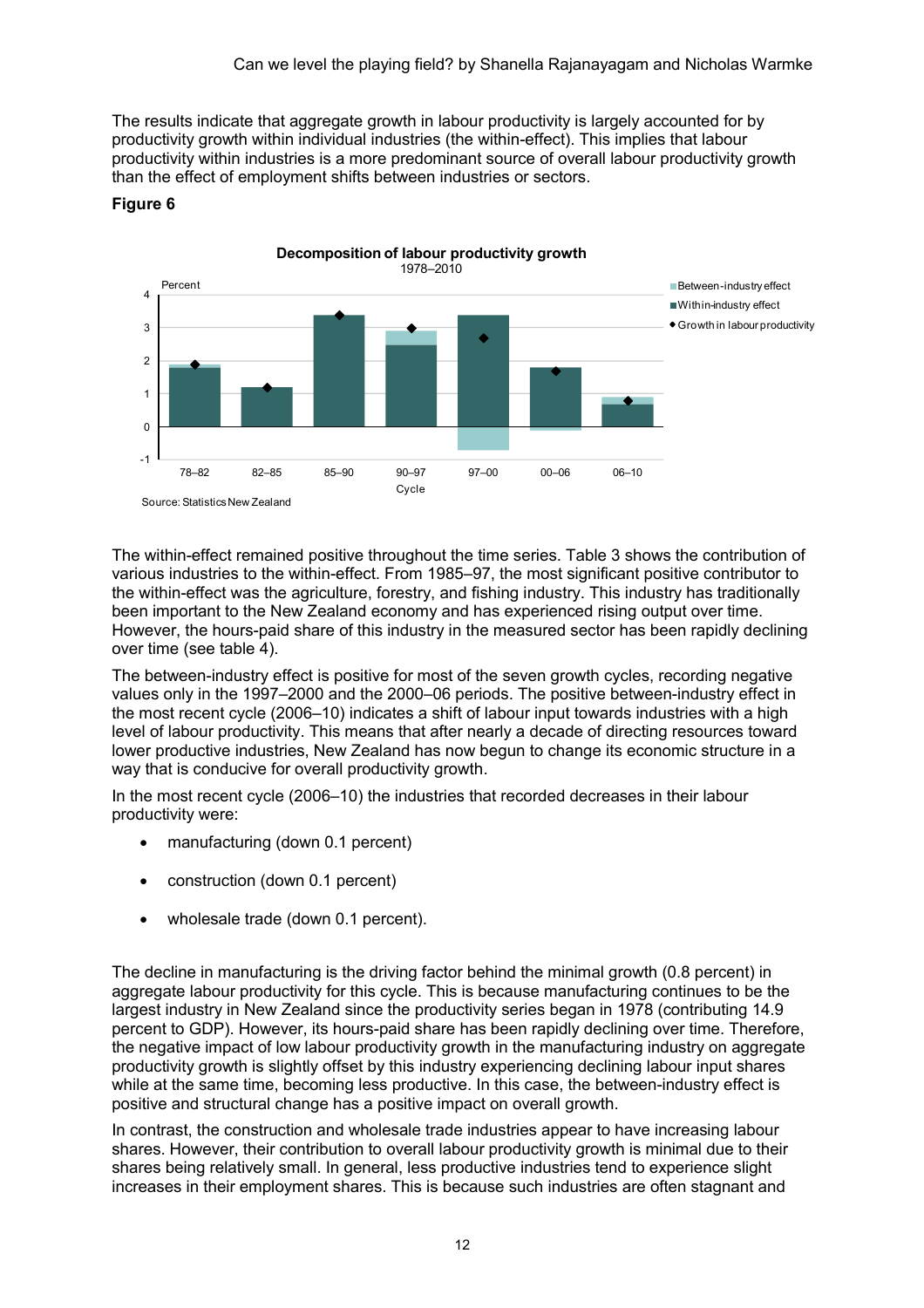The results indicate that aggregate growth in labour productivity is largely accounted for by productivity growth within individual industries (the within-effect). This implies that labour productivity within industries is a more predominant source of overall labour productivity growth than the effect of employment shifts between industries or sectors.

**Figure 6**

**Decomposition of labour productivity growth**
1978–2010

Source: Statistics New Zealand

The within-effect remained positive throughout the time series. Table 3 shows the contribution of various industries to the within-effect. From 1985–97, the most significant positive contributor to the within-effect was the agriculture, forestry, and fishing industry. This industry has traditionally been important to the New Zealand economy and has experienced rising output over time. However, the hours-paid share of this industry in the measured sector has been rapidly declining over time (see table 4).

The between-industry effect is positive for most of the seven growth cycles, recording negative values only in the 1997–2000 and the 2000–06 periods. The positive between-industry effect in the most recent cycle (2006–10) indicates a shift of labour input towards industries with a high level of labour productivity. This means that after nearly a decade of directing resources toward lower productive industries, New Zealand has now begun to change its economic structure in a way that is conducive for overall productivity growth.

In the most recent cycle (2006–10) the industries that recorded decreases in their labour productivity were:

- manufacturing (down 0.1 percent)
- construction (down 0.1 percent)
- wholesale trade (down 0.1 percent).

The decline in manufacturing is the driving factor behind the minimal growth (0.8 percent) in aggregate labour productivity for this cycle. This is because manufacturing continues to be the largest industry in New Zealand since the productivity series began in 1978 (contributing 14.9 percent to GDP). However, its hours-paid share has been rapidly declining over time. Therefore, the negative impact of low labour productivity growth in the manufacturing industry on aggregate productivity growth is slightly offset by this industry experiencing declining labour input shares while at the same time, becoming less productive. In this case, the between-industry effect is positive and structural change has a positive impact on overall growth.

In contrast, the construction and wholesale trade industries appear to have increasing labour shares. However, their contribution to overall labour productivity growth is minimal due to their shares being relatively small. In general, less productive industries tend to experience slight increases in their employment shares. This is because such industries are often stagnant and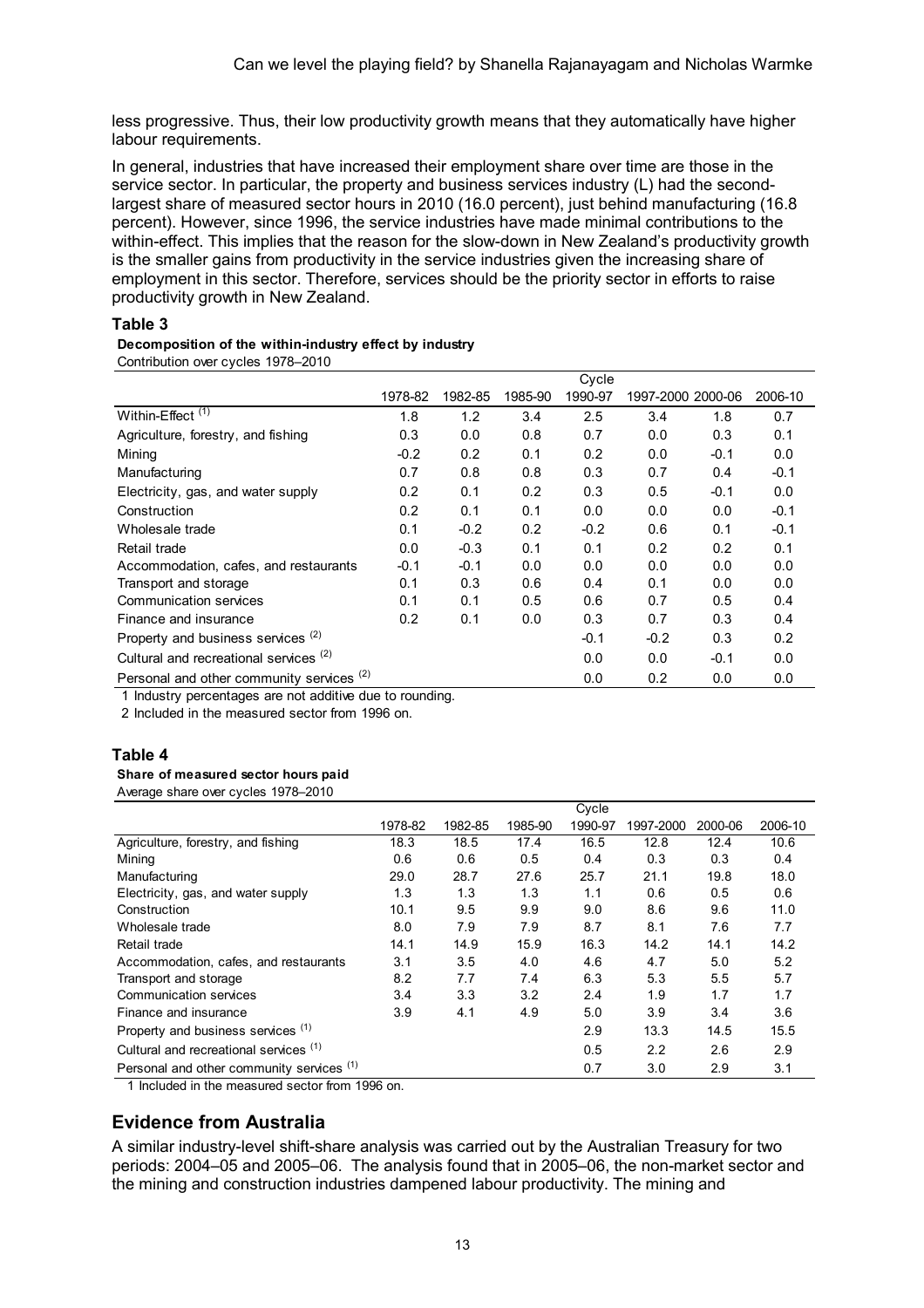less progressive. Thus, their low productivity growth means that they automatically have higher labour requirements.

In general, industries that have increased their employment share over time are those in the service sector. In particular, the property and business services industry (L) had the second-largest share of measured sector hours in 2010 (16.0 percent), just behind manufacturing (16.8 percent). However, since 1996, the service industries have made minimal contributions to the within-effect. This implies that the reason for the slow-down in New Zealand's productivity growth is the smaller gains from productivity in the service industries given the increasing share of employment in this sector. Therefore, services should be the priority sector in efforts to raise productivity growth in New Zealand.

### Table 3

**Decomposition of the within-industry effect by industry**

Contribution over cycles 1978–2010

| | Cycle | | | | | | |
|---|---|---|---|---|---|---|---|
| | 1978-82 | 1982-85 | 1985-90 | 1990-97 | 1997-2000 | 2000-06 | 2006-10 |
| Within-Effect [1] | 1.8 | 1.2 | 3.4 | 2.5 | 3.4 | 1.8 | 0.7 |
| Agriculture, forestry, and fishing | 0.3 | 0.0 | 0.8 | 0.7 | 0.0 | 0.3 | 0.1 |
| Mining | -0.2 | 0.2 | 0.1 | 0.2 | 0.0 | -0.1 | 0.0 |
| Manufacturing | 0.7 | 0.8 | 0.8 | 0.3 | 0.7 | 0.4 | -0.1 |
| Electricity, gas, and water supply | 0.2 | 0.1 | 0.2 | 0.3 | 0.5 | -0.1 | 0.0 |
| Construction | 0.2 | 0.1 | 0.1 | 0.0 | 0.0 | 0.0 | -0.1 |
| Wholesale trade | 0.1 | -0.2 | 0.2 | -0.2 | 0.6 | 0.1 | -0.1 |
| Retail trade | 0.0 | -0.3 | 0.1 | 0.1 | 0.2 | 0.2 | 0.1 |
| Accommodation, cafes, and restaurants | -0.1 | -0.1 | 0.0 | 0.0 | 0.0 | 0.0 | 0.0 |
| Transport and storage | 0.1 | 0.3 | 0.6 | 0.4 | 0.1 | 0.0 | 0.0 |
| Communication services | 0.1 | 0.1 | 0.5 | 0.6 | 0.7 | 0.5 | 0.4 |
| Finance and insurance | 0.2 | 0.1 | 0.0 | 0.3 | 0.7 | 0.3 | 0.4 |
| Property and business services [2] | | | | -0.1 | -0.2 | 0.3 | 0.2 |
| Cultural and recreational services [2] | | | | 0.0 | 0.0 | -0.1 | 0.0 |
| Personal and other community services [2] | | | | 0.0 | 0.2 | 0.0 | 0.0 |

1 Industry percentages are not additive due to rounding.

2 Included in the measured sector from 1996 on.

### Table 4

**Share of measured sector hours paid**

Average share over cycles 1978–2010

| | Cycle | | | | | | |
|---|---|---|---|---|---|---|---|
| | 1978-82 | 1982-85 | 1985-90 | 1990-97 | 1997-2000 | 2000-06 | 2006-10 |
| Agriculture, forestry, and fishing | 18.3 | 18.5 | 17.4 | 16.5 | 12.8 | 12.4 | 10.6 |
| Mining | 0.6 | 0.6 | 0.5 | 0.4 | 0.3 | 0.3 | 0.4 |
| Manufacturing | 29.0 | 28.7 | 27.6 | 25.7 | 21.1 | 19.8 | 18.0 |
| Electricity, gas, and water supply | 1.3 | 1.3 | 1.3 | 1.1 | 0.6 | 0.5 | 0.6 |
| Construction | 10.1 | 9.5 | 9.9 | 9.0 | 8.6 | 9.6 | 11.0 |
| Wholesale trade | 8.0 | 7.9 | 7.9 | 8.7 | 8.1 | 7.6 | 7.7 |
| Retail trade | 14.1 | 14.9 | 15.9 | 16.3 | 14.2 | 14.1 | 14.2 |
| Accommodation, cafes, and restaurants | 3.1 | 3.5 | 4.0 | 4.6 | 4.7 | 5.0 | 5.2 |
| Transport and storage | 8.2 | 7.7 | 7.4 | 6.3 | 5.3 | 5.5 | 5.7 |
| Communication services | 3.4 | 3.3 | 3.2 | 2.4 | 1.9 | 1.7 | 1.7 |
| Finance and insurance | 3.9 | 4.1 | 4.9 | 5.0 | 3.9 | 3.4 | 3.6 |
| Property and business services [1] | | | | 2.9 | 13.3 | 14.5 | 15.5 |
| Cultural and recreational services [1] | | | | 0.5 | 2.2 | 2.6 | 2.9 |
| Personal and other community services [1] | | | | 0.7 | 3.0 | 2.9 | 3.1 |

1 Included in the measured sector from 1996 on.

## Evidence from Australia

A similar industry-level shift-share analysis was carried out by the Australian Treasury for two periods: 2004–05 and 2005–06. The analysis found that in 2005–06, the non-market sector and the mining and construction industries dampened labour productivity. The mining and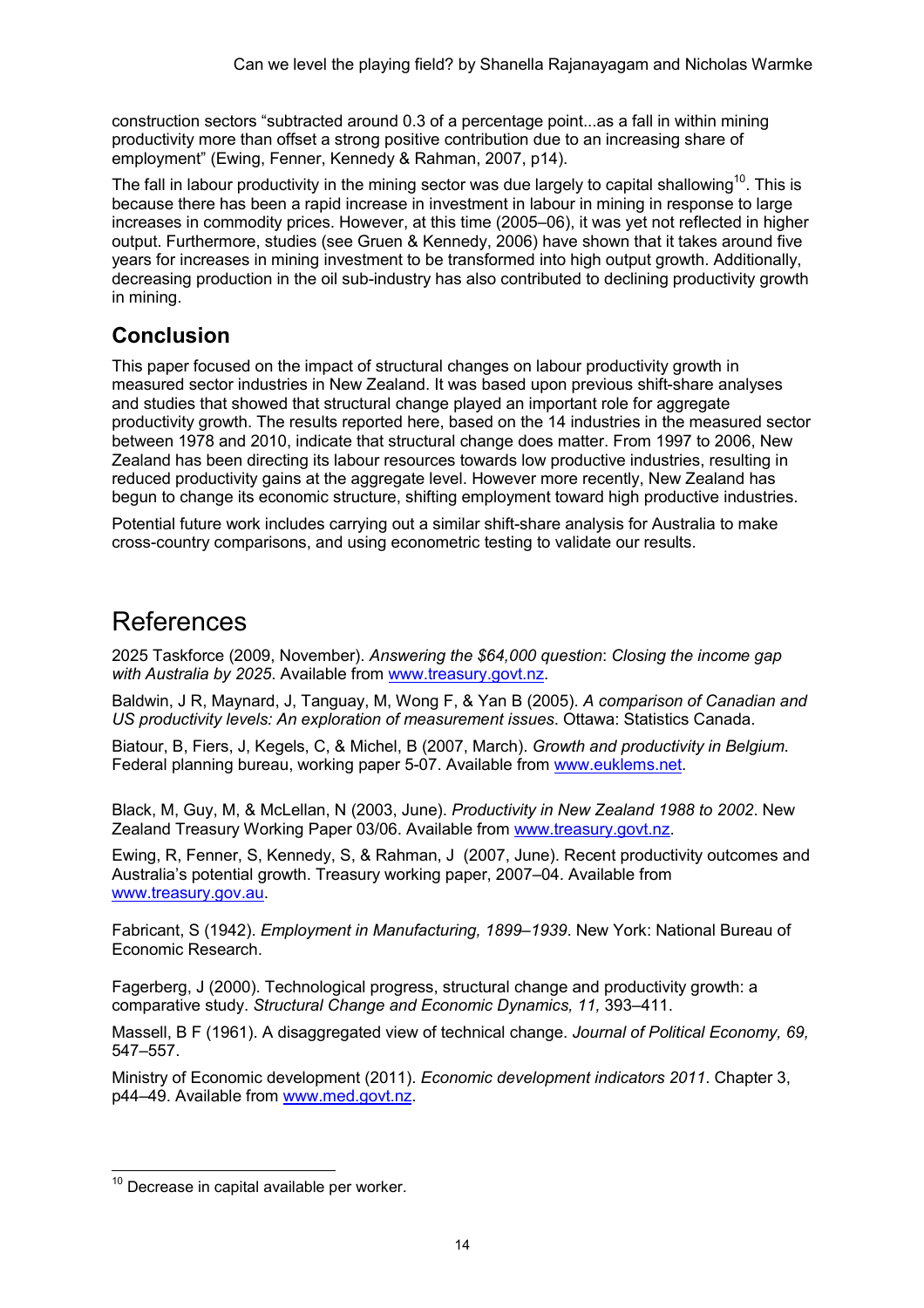construction sectors "subtracted around 0.3 of a percentage point...as a fall in within mining productivity more than offset a strong positive contribution due to an increasing share of employment" (Ewing, Fenner, Kennedy & Rahman, 2007, p14).

The fall in labour productivity in the mining sector was due largely to capital shallowing[10]. This is because there has been a rapid increase in investment in labour in mining in response to large increases in commodity prices. However, at this time (2005–06), it was yet not reflected in higher output. Furthermore, studies (see Gruen & Kennedy, 2006) have shown that it takes around five years for increases in mining investment to be transformed into high output growth. Additionally, decreasing production in the oil sub-industry has also contributed to declining productivity growth in mining.

## Conclusion

This paper focused on the impact of structural changes on labour productivity growth in measured sector industries in New Zealand. It was based upon previous shift-share analyses and studies that showed that structural change played an important role for aggregate productivity growth. The results reported here, based on the 14 industries in the measured sector between 1978 and 2010, indicate that structural change does matter. From 1997 to 2006, New Zealand has been directing its labour resources towards low productive industries, resulting in reduced productivity gains at the aggregate level. However more recently, New Zealand has begun to change its economic structure, shifting employment toward high productive industries.

Potential future work includes carrying out a similar shift-share analysis for Australia to make cross-country comparisons, and using econometric testing to validate our results.

# References

2025 Taskforce (2009, November). *Answering the $64,000 question*: *Closing the income gap with Australia by 2025*. Available from www.treasury.govt.nz.

Baldwin, J R, Maynard, J, Tanguay, M, Wong F, & Yan B (2005). *A comparison of Canadian and US productivity levels: An exploration of measurement issues*. Ottawa: Statistics Canada.

Biatour, B, Fiers, J, Kegels, C, & Michel, B (2007, March). *Growth and productivity in Belgium*. Federal planning bureau, working paper 5-07. Available from www.euklems.net.

Black, M, Guy, M, & McLellan, N (2003, June). *Productivity in New Zealand 1988 to 2002*. New Zealand Treasury Working Paper 03/06. Available from www.treasury.govt.nz.

Ewing, R, Fenner, S, Kennedy, S, & Rahman, J (2007, June). Recent productivity outcomes and Australia's potential growth. Treasury working paper, 2007–04. Available from www.treasury.gov.au.

Fabricant, S (1942). *Employment in Manufacturing, 1899–1939*. New York: National Bureau of Economic Research.

Fagerberg, J (2000). Technological progress, structural change and productivity growth: a comparative study. *Structural Change and Economic Dynamics, 11,* 393–411.

Massell, B F (1961). A disaggregated view of technical change. *Journal of Political Economy, 69,* 547–557.

Ministry of Economic development (2011). *Economic development indicators 2011*. Chapter 3, p44–49. Available from www.med.govt.nz.

[10] Decrease in capital available per worker.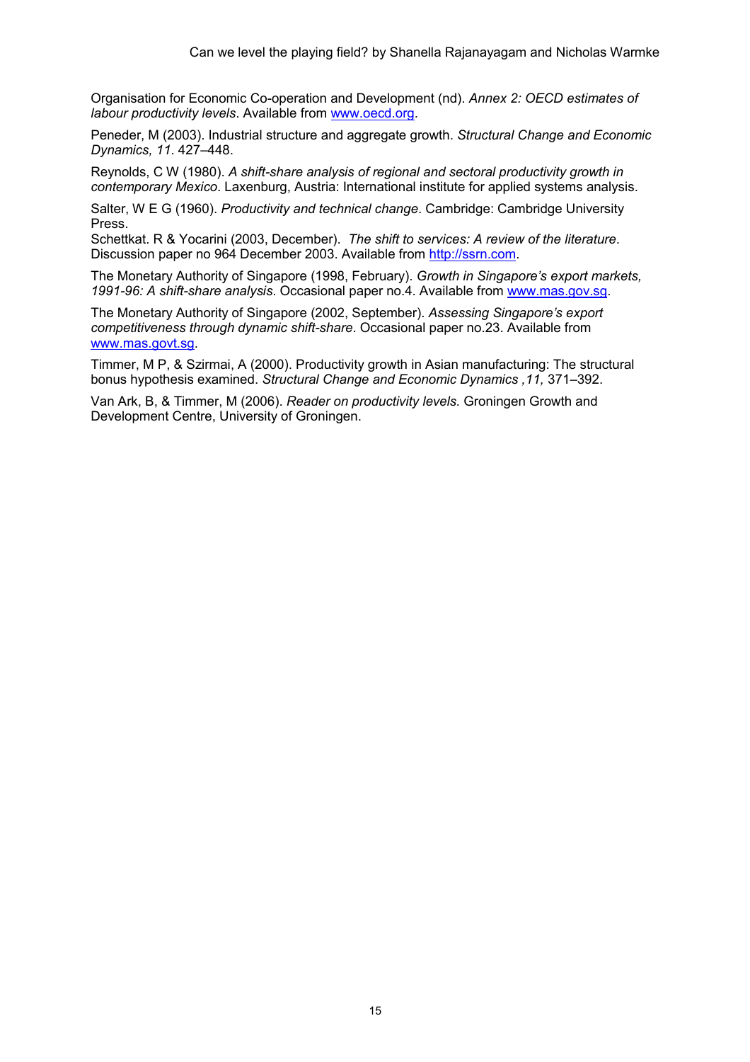Organisation for Economic Co-operation and Development (nd). *Annex 2: OECD estimates of labour productivity levels*. Available from www.oecd.org.

Peneder, M (2003). Industrial structure and aggregate growth. *Structural Change and Economic Dynamics, 11*. 427–448.

Reynolds, C W (1980). *A shift-share analysis of regional and sectoral productivity growth in contemporary Mexico*. Laxenburg, Austria: International institute for applied systems analysis.

Salter, W E G (1960). *Productivity and technical change*. Cambridge: Cambridge University Press.
Schettkat. R & Yocarini (2003, December). *The shift to services: A review of the literature*. Discussion paper no 964 December 2003. Available from http://ssrn.com.

The Monetary Authority of Singapore (1998, February). *Growth in Singapore's export markets, 1991-96: A shift-share analysis*. Occasional paper no.4. Available from www.mas.gov.sg.

The Monetary Authority of Singapore (2002, September). *Assessing Singapore's export competitiveness through dynamic shift-share*. Occasional paper no.23. Available from www.mas.govt.sg.

Timmer, M P, & Szirmai, A (2000). Productivity growth in Asian manufacturing: The structural bonus hypothesis examined. *Structural Change and Economic Dynamics ,11,* 371–392.

Van Ark, B, & Timmer, M (2006). *Reader on productivity levels.* Groningen Growth and Development Centre, University of Groningen.